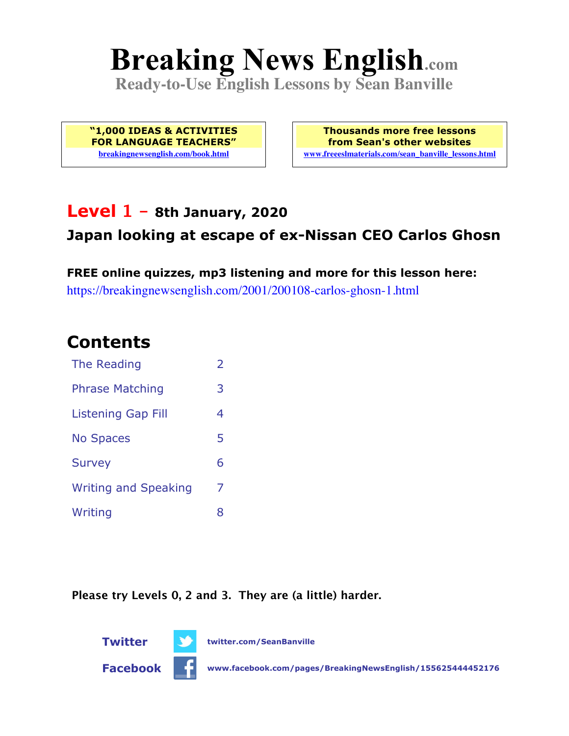# Breaking News English.com

**Ready-to-Use English Lessons by Sean Banville**

**"1,000 IDEAS & ACTIVITIES FOR LANGUAGE TEACHERS"**
breakingnewsenglish.com/book.html

**Thousands more free lessons from Sean's other websites**
www.freeeslmaterials.com/sean_banville_lessons.html

## Level 1 - 8th January, 2020

### Japan looking at escape of ex-Nissan CEO Carlos Ghosn

**FREE online quizzes, mp3 listening and more for this lesson here:**
https://breakingnewsenglish.com/2001/200108-carlos-ghosn-1.html

## Contents

| | |
|---|---|
| The Reading | 2 |
| Phrase Matching | 3 |
| Listening Gap Fill | 4 |
| No Spaces | 5 |
| Survey | 6 |
| Writing and Speaking | 7 |
| Writing | 8 |

**Please try Levels 0, 2 and 3. They are (a little) harder.**

**Twitter** twitter.com/SeanBanville

**Facebook** www.facebook.com/pages/BreakingNewsEnglish/155625444452176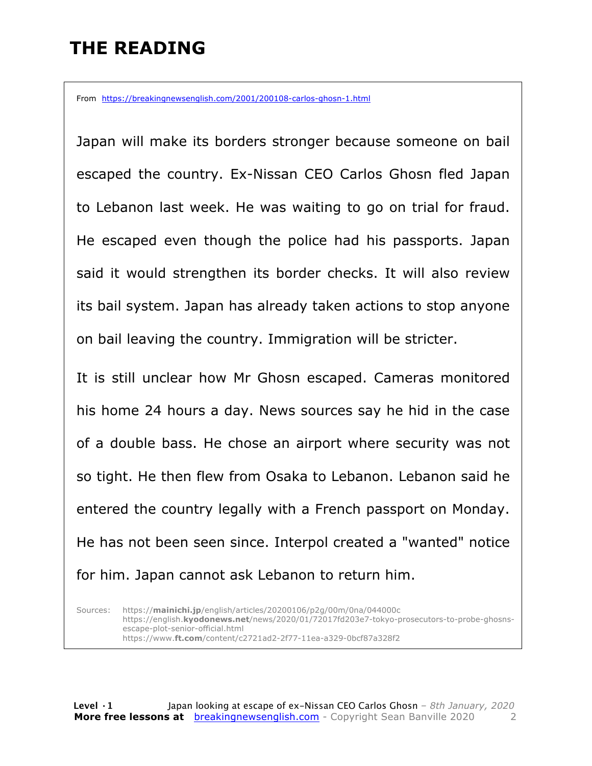# THE READING

From https://breakingnewsenglish.com/2001/200108-carlos-ghosn-1.html

Japan will make its borders stronger because someone on bail escaped the country. Ex-Nissan CEO Carlos Ghosn fled Japan to Lebanon last week. He was waiting to go on trial for fraud. He escaped even though the police had his passports. Japan said it would strengthen its border checks. It will also review its bail system. Japan has already taken actions to stop anyone on bail leaving the country. Immigration will be stricter.

It is still unclear how Mr Ghosn escaped. Cameras monitored his home 24 hours a day. News sources say he hid in the case of a double bass. He chose an airport where security was not so tight. He then flew from Osaka to Lebanon. Lebanon said he entered the country legally with a French passport on Monday. He has not been seen since. Interpol created a "wanted" notice for him. Japan cannot ask Lebanon to return him.

Sources: https://**mainichi.jp**/english/articles/20200106/p2g/00m/0na/044000c
https://english.**kyodonews.net**/news/2020/01/72017fd203e7-tokyo-prosecutors-to-probe-ghosns-escape-plot-senior-official.html
https://www.**ft.com**/content/c2721ad2-2f77-11ea-a329-0bcf87a328f2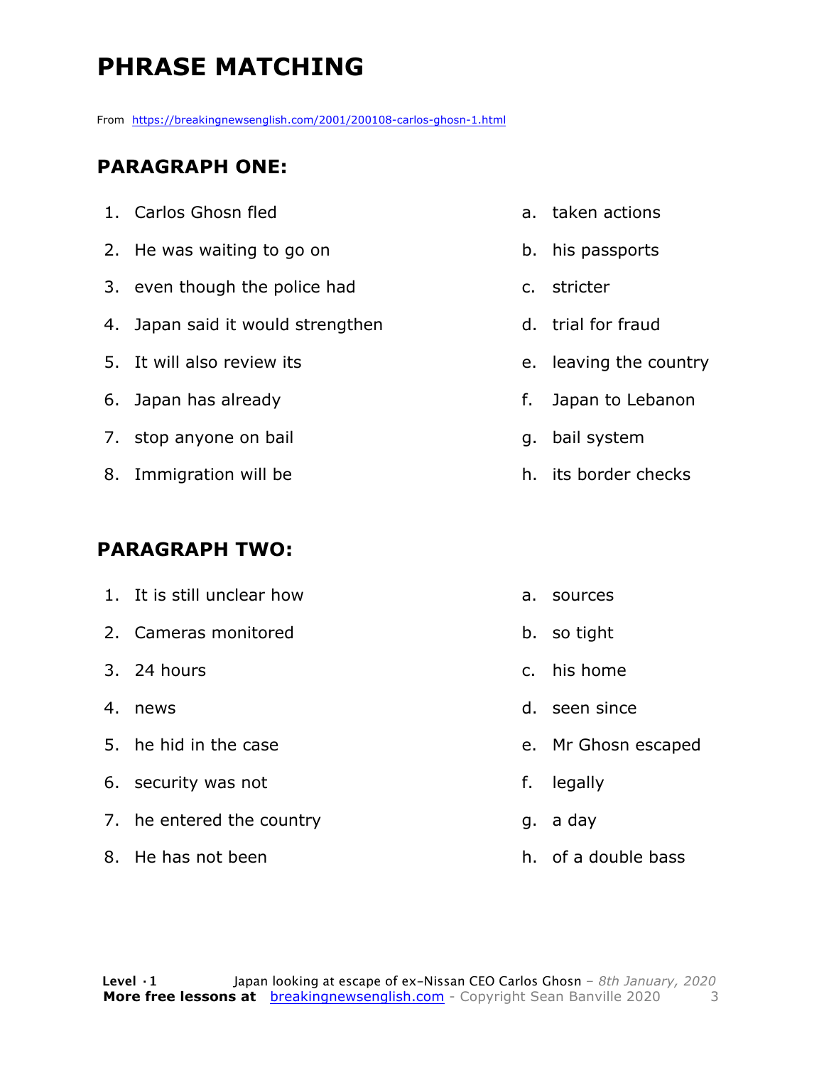# PHRASE MATCHING

From https://breakingnewsenglish.com/2001/200108-carlos-ghosn-1.html

## PARAGRAPH ONE:

1. Carlos Ghosn fled
2. He was waiting to go on
3. even though the police had
4. Japan said it would strengthen
5. It will also review its
6. Japan has already
7. stop anyone on bail
8. Immigration will be

a. taken actions
b. his passports
c. stricter
d. trial for fraud
e. leaving the country
f. Japan to Lebanon
g. bail system
h. its border checks

## PARAGRAPH TWO:

1. It is still unclear how
2. Cameras monitored
3. 24 hours
4. news
5. he hid in the case
6. security was not
7. he entered the country
8. He has not been

a. sources
b. so tight
c. his home
d. seen since
e. Mr Ghosn escaped
f. legally
g. a day
h. of a double bass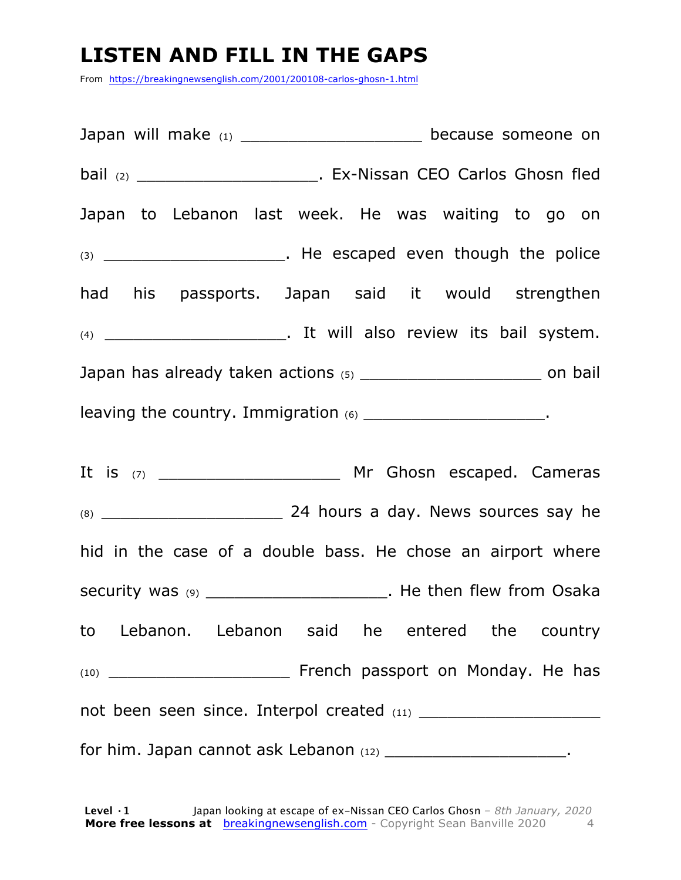# LISTEN AND FILL IN THE GAPS

From https://breakingnewsenglish.com/2001/200108-carlos-ghosn-1.html

Japan will make (1) ___________________ because someone on bail (2) ___________________. Ex-Nissan CEO Carlos Ghosn fled Japan to Lebanon last week. He was waiting to go on (3) ___________________. He escaped even though the police had his passports. Japan said it would strengthen (4) ___________________. It will also review its bail system. Japan has already taken actions (5) ___________________ on bail leaving the country. Immigration (6) ___________________.

It is (7) ___________________ Mr Ghosn escaped. Cameras (8) ___________________ 24 hours a day. News sources say he hid in the case of a double bass. He chose an airport where security was (9) ___________________. He then flew from Osaka to Lebanon. Lebanon said he entered the country (10) ___________________ French passport on Monday. He has not been seen since. Interpol created (11) ___________________ for him. Japan cannot ask Lebanon (12) ___________________.

**Level · 1** Japan looking at escape of ex-Nissan CEO Carlos Ghosn – *8th January, 2020*
**More free lessons at** breakingnewsenglish.com - Copyright Sean Banville 2020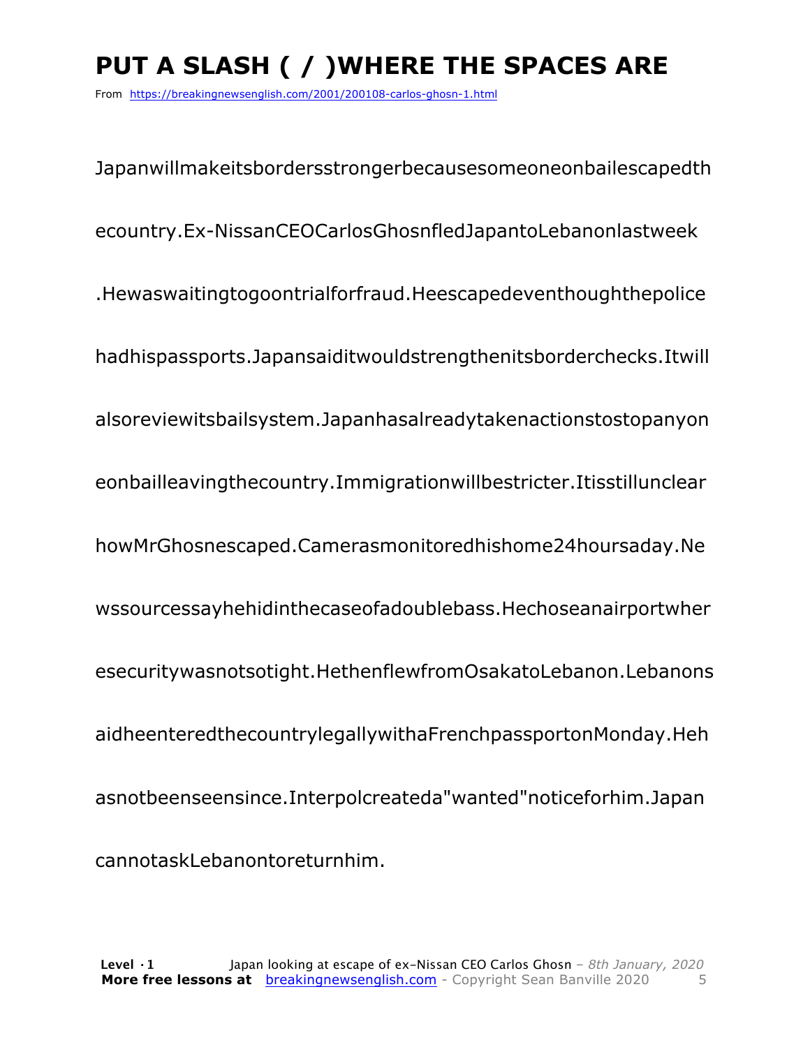# PUT A SLASH ( / )WHERE THE SPACES ARE

From https://breakingnewsenglish.com/2001/200108-carlos-ghosn-1.html

Japanwillmakeitsbordersstrongerbecausesomeoneonbailescapedth

ecountry.Ex-NissanCEOCarlosGhosnfledJapantoLebanonlastweek

.Hewaswaitingtogoontrialforfraud.Heescapedeventhoughthepolice

hadhispassports.Japansaiditwouldstrengthenitsborderchecks.Itwill

alsoreviewitsbailsystem.Japanhasalreadytakenactionstostopanyon

eonbailleavingthecountry.Immigrationwillbestricter.Itisstillunclear

howMrGhosnescaped.Camerasmonitoredhishome24hoursaday.Ne

wssourcessayhehidinthecaseofadoublebass.Hechoseanairportwher

esecuritywasnotsotight.HethenflewfromOsakatoLebanon.Lebanons

aidheenteredthecountrylegallywithaFrenchpassportonMonday.Heh

asnotbeenseensince.Interpolcreateda"wanted"noticeforhim.Japan

cannotaskLebanontoreturnhim.

**Level · 1** Japan looking at escape of ex-Nissan CEO Carlos Ghosn – *8th January, 2020*
**More free lessons at** breakingnewsenglish.com - Copyright Sean Banville 2020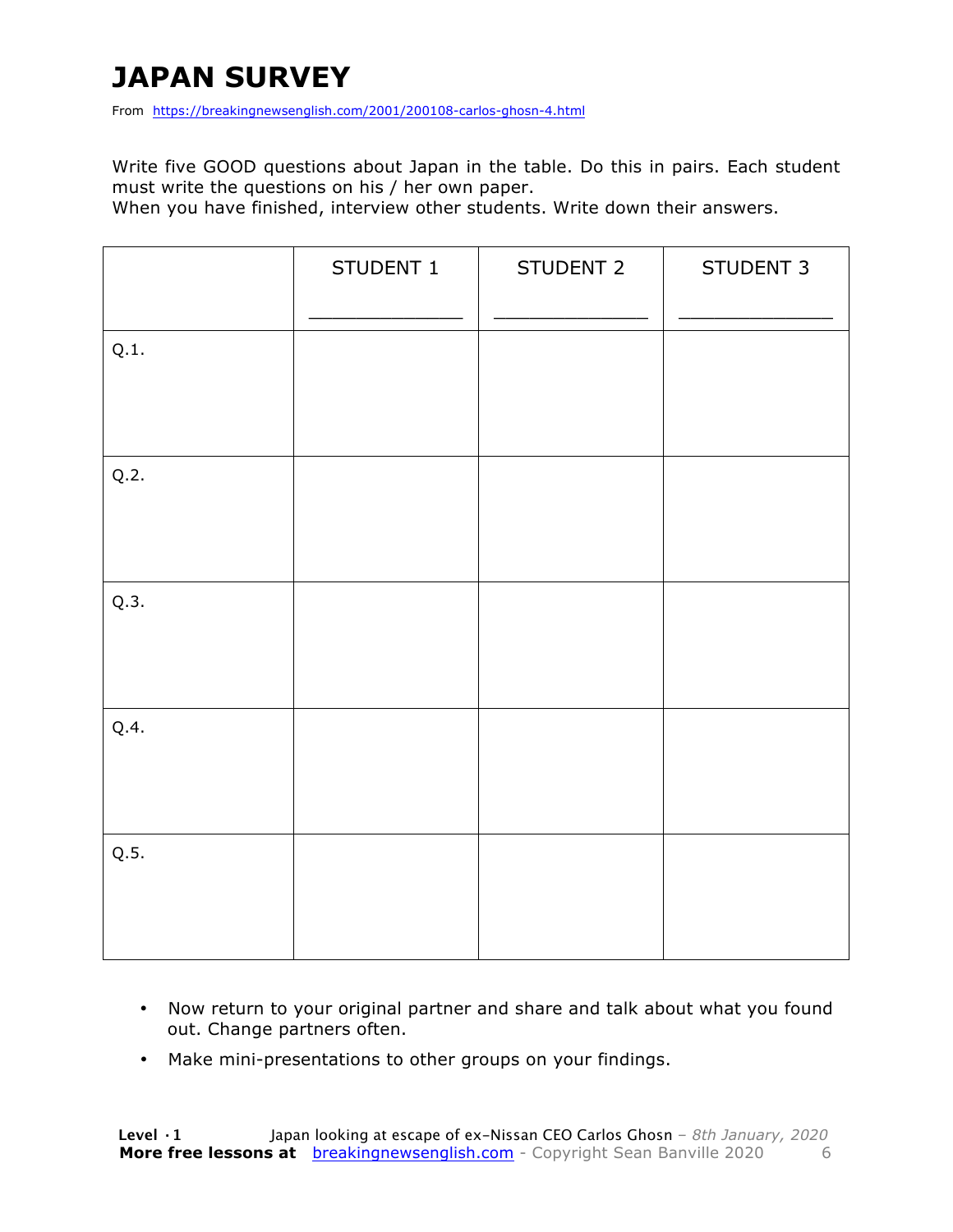# JAPAN SURVEY

From https://breakingnewsenglish.com/2001/200108-carlos-ghosn-4.html

Write five GOOD questions about Japan in the table. Do this in pairs. Each student must write the questions on his / her own paper.
When you have finished, interview other students. Write down their answers.

| | STUDENT 1<br>_____________ | STUDENT 2<br>_____________ | STUDENT 3<br>_____________ |
|---|---|---|---|
| Q.1. | | | |
| Q.2. | | | |
| Q.3. | | | |
| Q.4. | | | |
| Q.5. | | | |

- Now return to your original partner and share and talk about what you found out. Change partners often.
- Make mini-presentations to other groups on your findings.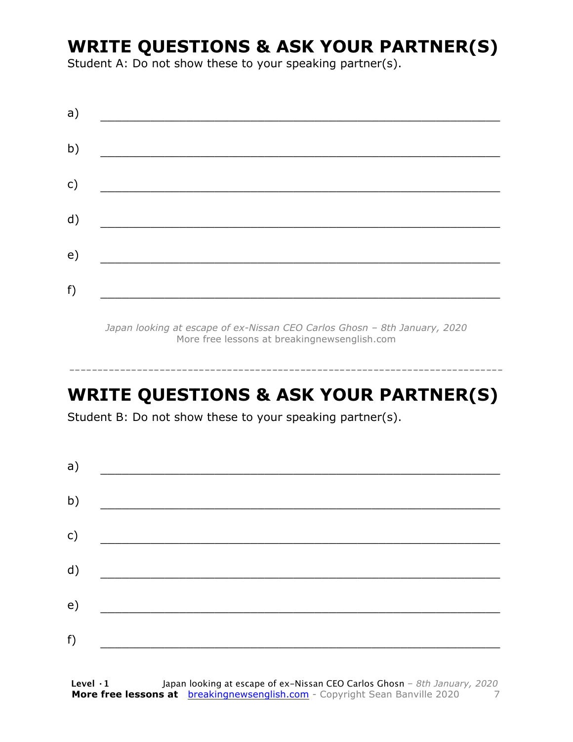## WRITE QUESTIONS & ASK YOUR PARTNER(S)

Student A: Do not show these to your speaking partner(s).

a) ____________________________________________________________

b) ____________________________________________________________

c) ____________________________________________________________

d) ____________________________________________________________

e) ____________________________________________________________

f) ____________________________________________________________

*Japan looking at escape of ex-Nissan CEO Carlos Ghosn – 8th January, 2020*
More free lessons at breakingnewsenglish.com

---

## WRITE QUESTIONS & ASK YOUR PARTNER(S)

Student B: Do not show these to your speaking partner(s).

a) ____________________________________________________________

b) ____________________________________________________________

c) ____________________________________________________________

d) ____________________________________________________________

e) ____________________________________________________________

f) ____________________________________________________________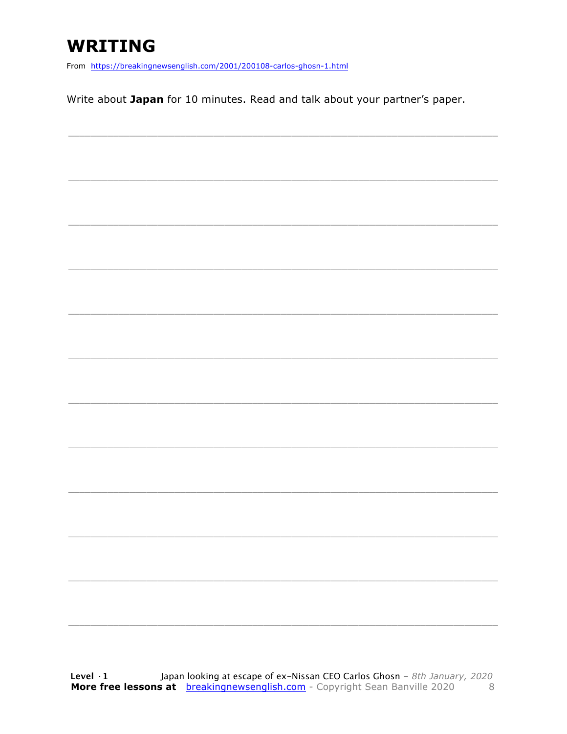# WRITING

From https://breakingnewsenglish.com/2001/200108-carlos-ghosn-1.html

Write about **Japan** for 10 minutes. Read and talk about your partner's paper.